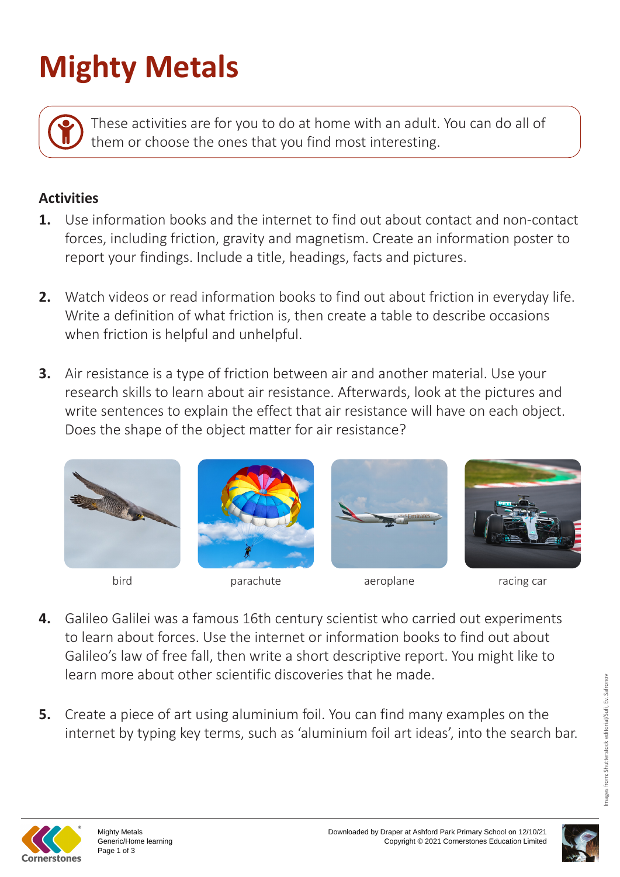# Mighty Metals

These activities are for you to do at home with an adult. You can do all of them or choose the ones that you find most interesting.

### Activities

1. Use information books and the internet to find out about contact and non-contact forces, including friction, gravity and magnetism. Create an information poster to report your findings. Include a title, headings, facts and pictures.

2. Watch videos or read information books to find out about friction in everyday life. Write a definition of what friction is, then create a table to describe occasions when friction is helpful and unhelpful.

3. Air resistance is a type of friction between air and another material. Use your research skills to learn about air resistance. Afterwards, look at the pictures and write sentences to explain the effect that air resistance will have on each object. Does the shape of the object matter for air resistance?

bird

parachute

aeroplane

racing car

4. Galileo Galilei was a famous 16th century scientist who carried out experiments to learn about forces. Use the internet or information books to find out about Galileo's law of free fall, then write a short descriptive report. You might like to learn more about other scientific discoveries that he made.

5. Create a piece of art using aluminium foil. You can find many examples on the internet by typing key terms, such as 'aluminium foil art ideas', into the search bar.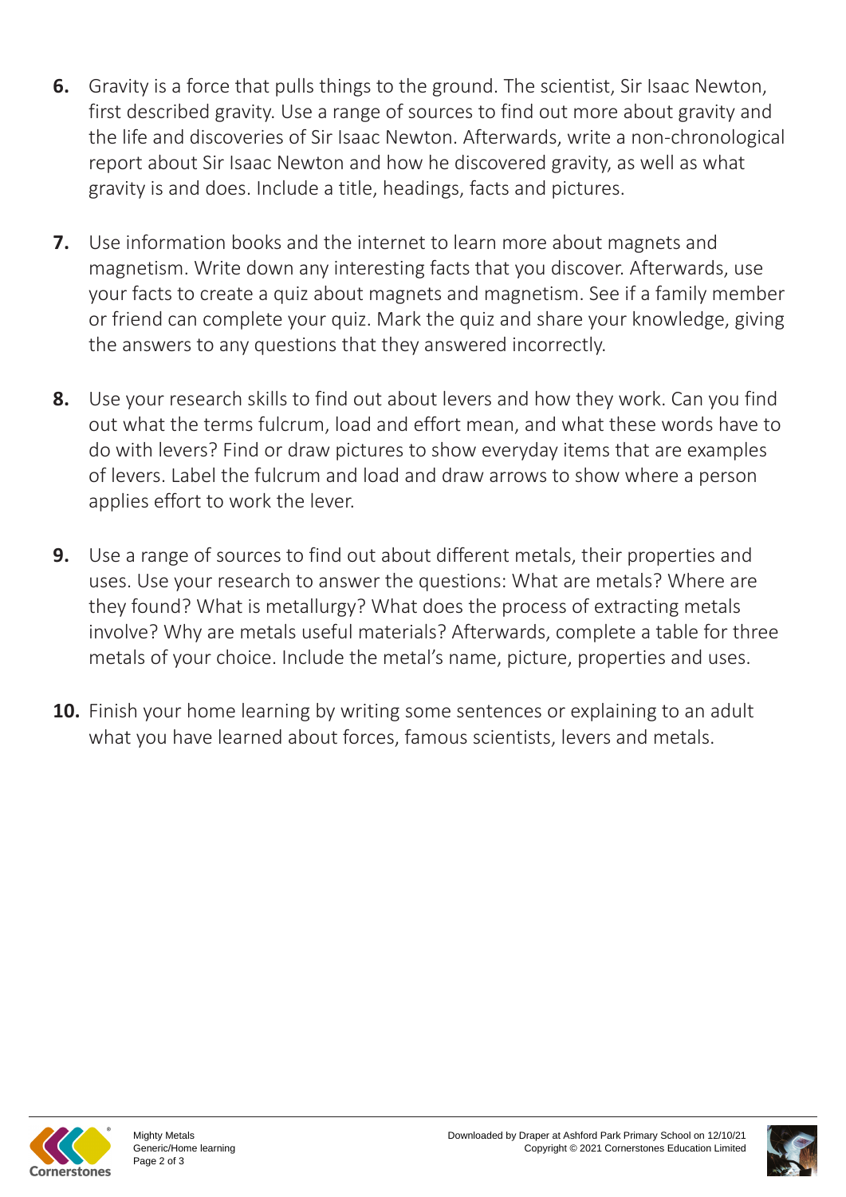6. Gravity is a force that pulls things to the ground. The scientist, Sir Isaac Newton, first described gravity. Use a range of sources to find out more about gravity and the life and discoveries of Sir Isaac Newton. Afterwards, write a non-chronological report about Sir Isaac Newton and how he discovered gravity, as well as what gravity is and does. Include a title, headings, facts and pictures.

7. Use information books and the internet to learn more about magnets and magnetism. Write down any interesting facts that you discover. Afterwards, use your facts to create a quiz about magnets and magnetism. See if a family member or friend can complete your quiz. Mark the quiz and share your knowledge, giving the answers to any questions that they answered incorrectly.

8. Use your research skills to find out about levers and how they work. Can you find out what the terms fulcrum, load and effort mean, and what these words have to do with levers? Find or draw pictures to show everyday items that are examples of levers. Label the fulcrum and load and draw arrows to show where a person applies effort to work the lever.

9. Use a range of sources to find out about different metals, their properties and uses. Use your research to answer the questions: What are metals? Where are they found? What is metallurgy? What does the process of extracting metals involve? Why are metals useful materials? Afterwards, complete a table for three metals of your choice. Include the metal's name, picture, properties and uses.

10. Finish your home learning by writing some sentences or explaining to an adult what you have learned about forces, famous scientists, levers and metals.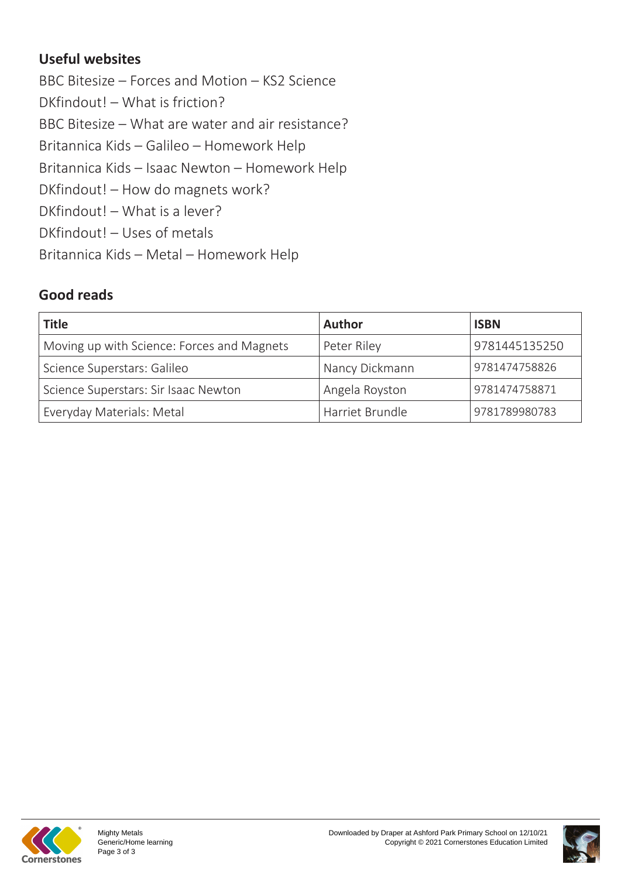## Useful websites

BBC Bitesize – Forces and Motion – KS2 Science

DKfindout! – What is friction?

BBC Bitesize – What are water and air resistance?

Britannica Kids – Galileo – Homework Help

Britannica Kids – Isaac Newton – Homework Help

DKfindout! – How do magnets work?

DKfindout! – What is a lever?

DKfindout! – Uses of metals

Britannica Kids – Metal – Homework Help

## Good reads

| Title | Author | ISBN |
|---|---|---|
| Moving up with Science: Forces and Magnets | Peter Riley | 9781445135250 |
| Science Superstars: Galileo | Nancy Dickmann | 9781474758826 |
| Science Superstars: Sir Isaac Newton | Angela Royston | 9781474758871 |
| Everyday Materials: Metal | Harriet Brundle | 9781789980783 |